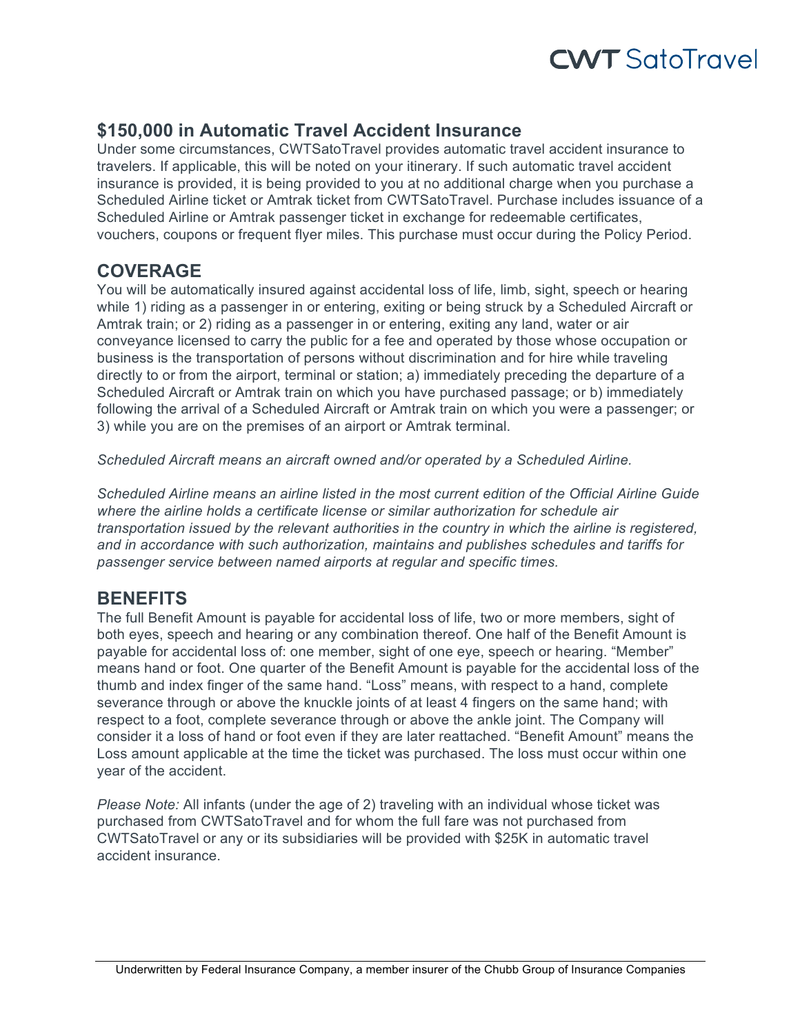CWT SatoTravel

## $150,000 in Automatic Travel Accident Insurance

Under some circumstances, CWTSatoTravel provides automatic travel accident insurance to travelers. If applicable, this will be noted on your itinerary. If such automatic travel accident insurance is provided, it is being provided to you at no additional charge when you purchase a Scheduled Airline ticket or Amtrak ticket from CWTSatoTravel. Purchase includes issuance of a Scheduled Airline or Amtrak passenger ticket in exchange for redeemable certificates, vouchers, coupons or frequent flyer miles. This purchase must occur during the Policy Period.

## COVERAGE

You will be automatically insured against accidental loss of life, limb, sight, speech or hearing while 1) riding as a passenger in or entering, exiting or being struck by a Scheduled Aircraft or Amtrak train; or 2) riding as a passenger in or entering, exiting any land, water or air conveyance licensed to carry the public for a fee and operated by those whose occupation or business is the transportation of persons without discrimination and for hire while traveling directly to or from the airport, terminal or station; a) immediately preceding the departure of a Scheduled Aircraft or Amtrak train on which you have purchased passage; or b) immediately following the arrival of a Scheduled Aircraft or Amtrak train on which you were a passenger; or 3) while you are on the premises of an airport or Amtrak terminal.

*Scheduled Aircraft means an aircraft owned and/or operated by a Scheduled Airline.*

*Scheduled Airline means an airline listed in the most current edition of the Official Airline Guide where the airline holds a certificate license or similar authorization for schedule air transportation issued by the relevant authorities in the country in which the airline is registered, and in accordance with such authorization, maintains and publishes schedules and tariffs for passenger service between named airports at regular and specific times.*

## BENEFITS

The full Benefit Amount is payable for accidental loss of life, two or more members, sight of both eyes, speech and hearing or any combination thereof. One half of the Benefit Amount is payable for accidental loss of: one member, sight of one eye, speech or hearing. "Member" means hand or foot. One quarter of the Benefit Amount is payable for the accidental loss of the thumb and index finger of the same hand. "Loss" means, with respect to a hand, complete severance through or above the knuckle joints of at least 4 fingers on the same hand; with respect to a foot, complete severance through or above the ankle joint. The Company will consider it a loss of hand or foot even if they are later reattached. "Benefit Amount" means the Loss amount applicable at the time the ticket was purchased. The loss must occur within one year of the accident.

*Please Note:* All infants (under the age of 2) traveling with an individual whose ticket was purchased from CWTSatoTravel and for whom the full fare was not purchased from CWTSatoTravel or any or its subsidiaries will be provided with $25K in automatic travel accident insurance.

Underwritten by Federal Insurance Company, a member insurer of the Chubb Group of Insurance Companies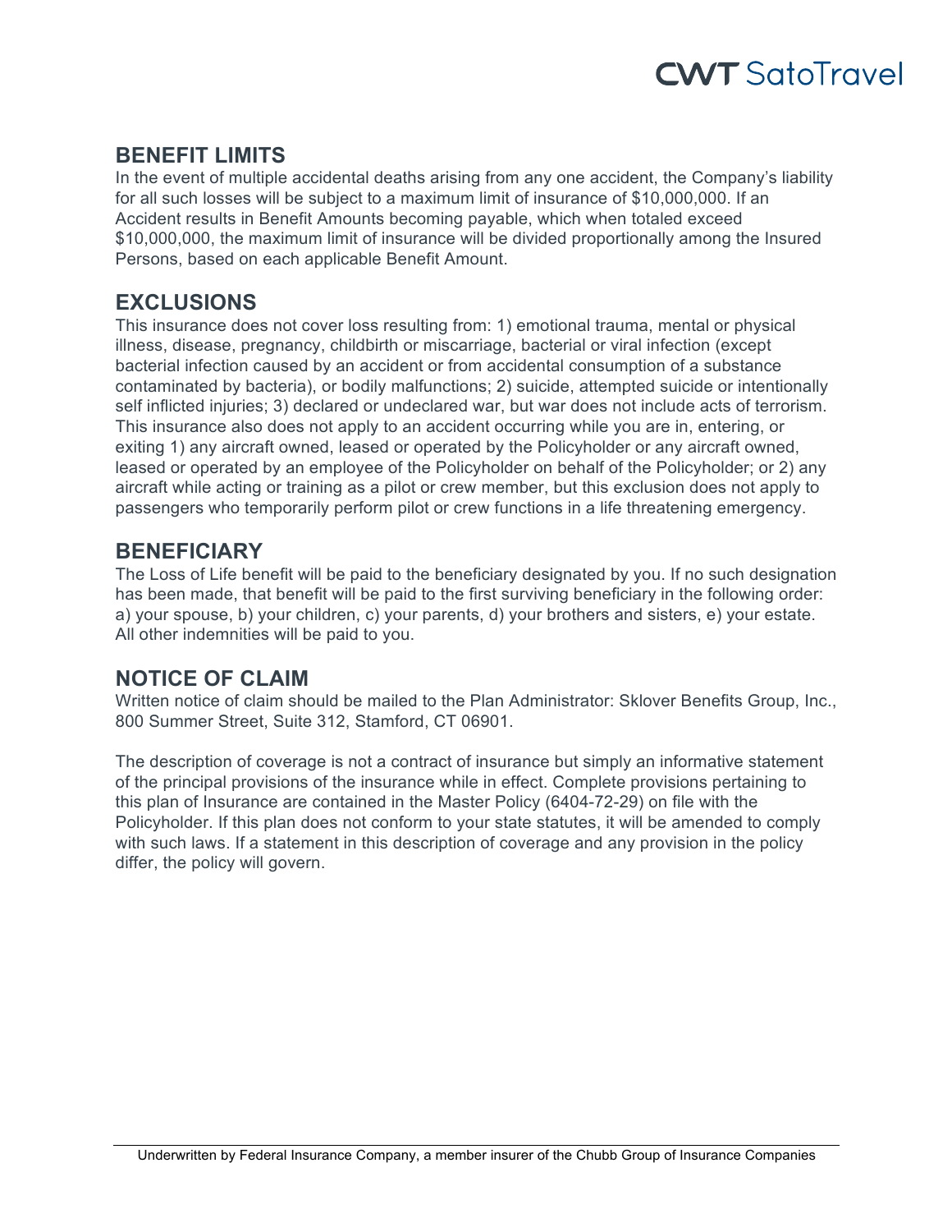## BENEFIT LIMITS

In the event of multiple accidental deaths arising from any one accident, the Company's liability for all such losses will be subject to a maximum limit of insurance of $10,000,000. If an Accident results in Benefit Amounts becoming payable, which when totaled exceed $10,000,000, the maximum limit of insurance will be divided proportionally among the Insured Persons, based on each applicable Benefit Amount.

## EXCLUSIONS

This insurance does not cover loss resulting from: 1) emotional trauma, mental or physical illness, disease, pregnancy, childbirth or miscarriage, bacterial or viral infection (except bacterial infection caused by an accident or from accidental consumption of a substance contaminated by bacteria), or bodily malfunctions; 2) suicide, attempted suicide or intentionally self inflicted injuries; 3) declared or undeclared war, but war does not include acts of terrorism. This insurance also does not apply to an accident occurring while you are in, entering, or exiting 1) any aircraft owned, leased or operated by the Policyholder or any aircraft owned, leased or operated by an employee of the Policyholder on behalf of the Policyholder; or 2) any aircraft while acting or training as a pilot or crew member, but this exclusion does not apply to passengers who temporarily perform pilot or crew functions in a life threatening emergency.

## BENEFICIARY

The Loss of Life benefit will be paid to the beneficiary designated by you. If no such designation has been made, that benefit will be paid to the first surviving beneficiary in the following order: a) your spouse, b) your children, c) your parents, d) your brothers and sisters, e) your estate. All other indemnities will be paid to you.

## NOTICE OF CLAIM

Written notice of claim should be mailed to the Plan Administrator: Sklover Benefits Group, Inc., 800 Summer Street, Suite 312, Stamford, CT 06901.

The description of coverage is not a contract of insurance but simply an informative statement of the principal provisions of the insurance while in effect. Complete provisions pertaining to this plan of Insurance are contained in the Master Policy (6404-72-29) on file with the Policyholder. If this plan does not conform to your state statutes, it will be amended to comply with such laws. If a statement in this description of coverage and any provision in the policy differ, the policy will govern.

Underwritten by Federal Insurance Company, a member insurer of the Chubb Group of Insurance Companies